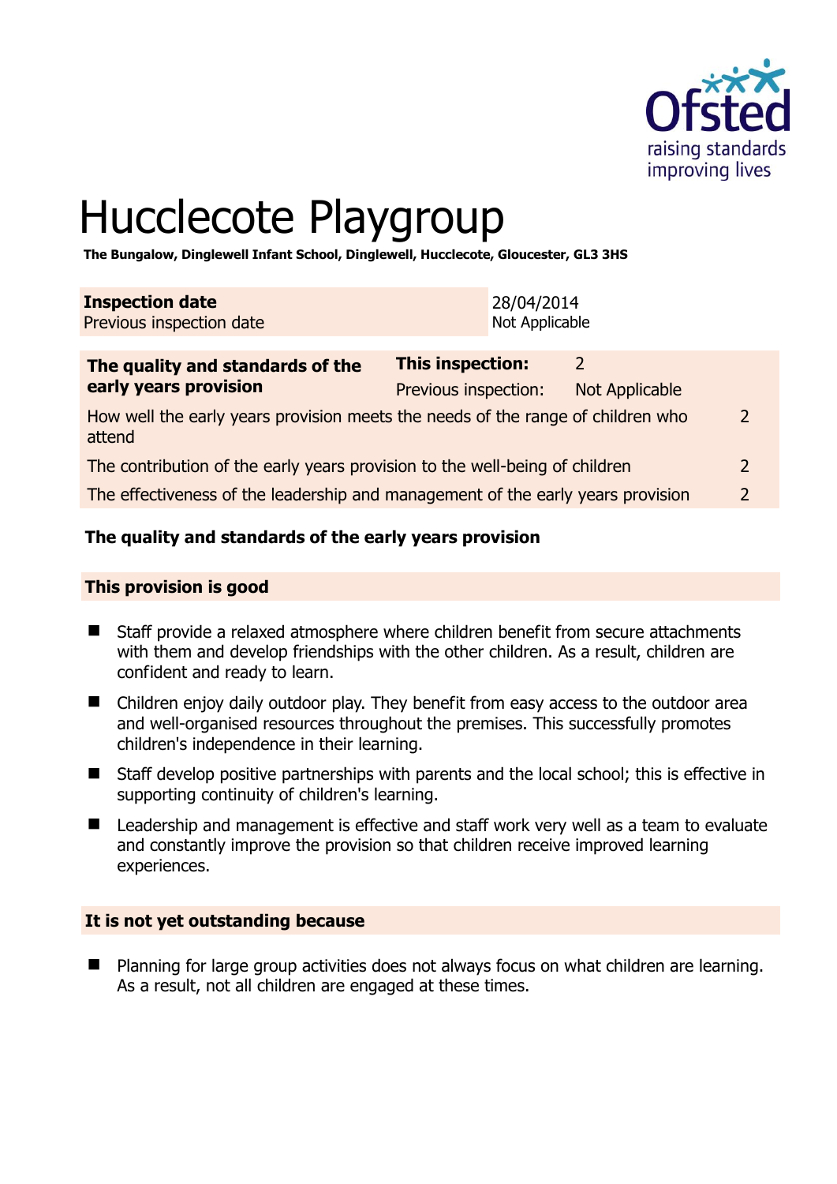Ofsted
raising standards
improving lives

# Hucclecote Playgroup

**The Bungalow, Dinglewell Infant School, Dinglewell, Hucclecote, Gloucester, GL3 3HS**

| **Inspection date** | 28/04/2014 |
|---|---|
| Previous inspection date | Not Applicable |

| **The quality and standards of the early years provision** | **This inspection:** | 2 |
|---|---|---|
| | Previous inspection: | Not Applicable |
| How well the early years provision meets the needs of the range of children who attend | | 2 |
| The contribution of the early years provision to the well-being of children | | 2 |
| The effectiveness of the leadership and management of the early years provision | | 2 |

## The quality and standards of the early years provision

### This provision is good

- Staff provide a relaxed atmosphere where children benefit from secure attachments with them and develop friendships with the other children. As a result, children are confident and ready to learn.
- Children enjoy daily outdoor play. They benefit from easy access to the outdoor area and well-organised resources throughout the premises. This successfully promotes children's independence in their learning.
- Staff develop positive partnerships with parents and the local school; this is effective in supporting continuity of children's learning.
- Leadership and management is effective and staff work very well as a team to evaluate and constantly improve the provision so that children receive improved learning experiences.

### It is not yet outstanding because

- Planning for large group activities does not always focus on what children are learning. As a result, not all children are engaged at these times.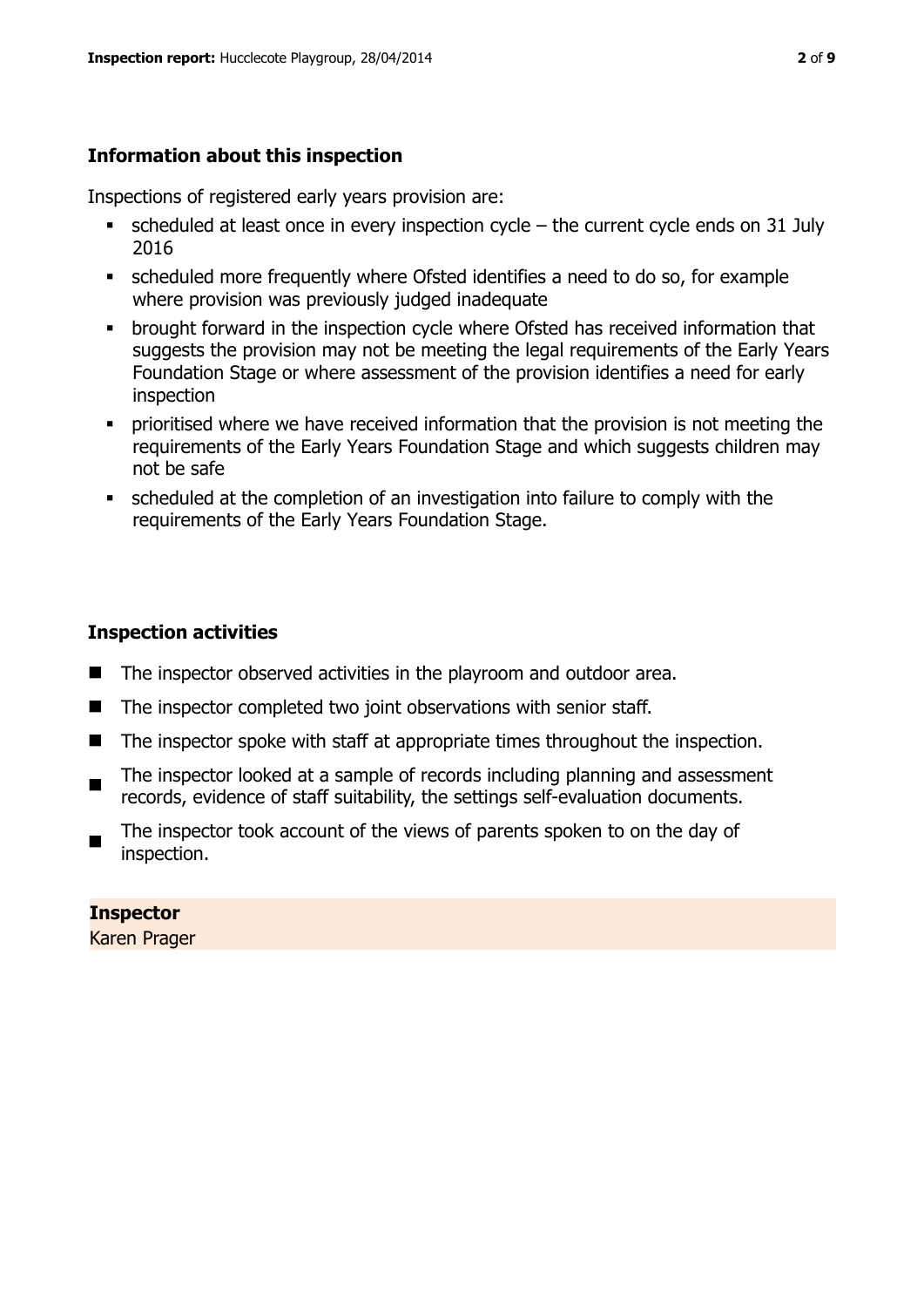## Information about this inspection

Inspections of registered early years provision are:

- scheduled at least once in every inspection cycle – the current cycle ends on 31 July 2016
- scheduled more frequently where Ofsted identifies a need to do so, for example where provision was previously judged inadequate
- brought forward in the inspection cycle where Ofsted has received information that suggests the provision may not be meeting the legal requirements of the Early Years Foundation Stage or where assessment of the provision identifies a need for early inspection
- prioritised where we have received information that the provision is not meeting the requirements of the Early Years Foundation Stage and which suggests children may not be safe
- scheduled at the completion of an investigation into failure to comply with the requirements of the Early Years Foundation Stage.

## Inspection activities

- The inspector observed activities in the playroom and outdoor area.
- The inspector completed two joint observations with senior staff.
- The inspector spoke with staff at appropriate times throughout the inspection.
- The inspector looked at a sample of records including planning and assessment records, evidence of staff suitability, the settings self-evaluation documents.
- The inspector took account of the views of parents spoken to on the day of inspection.

**Inspector**
Karen Prager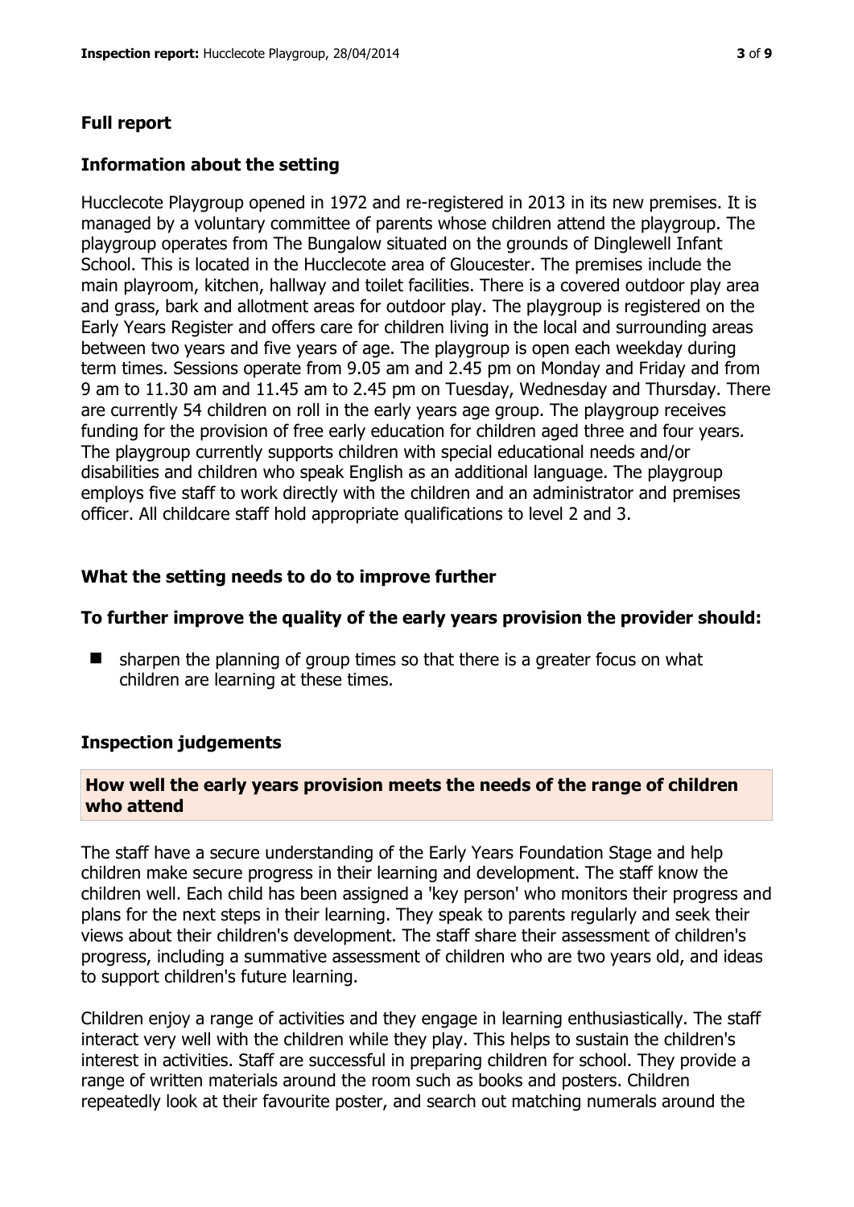## Full report

### Information about the setting

Hucclecote Playgroup opened in 1972 and re-registered in 2013 in its new premises. It is managed by a voluntary committee of parents whose children attend the playgroup. The playgroup operates from The Bungalow situated on the grounds of Dinglewell Infant School. This is located in the Hucclecote area of Gloucester. The premises include the main playroom, kitchen, hallway and toilet facilities. There is a covered outdoor play area and grass, bark and allotment areas for outdoor play. The playgroup is registered on the Early Years Register and offers care for children living in the local and surrounding areas between two years and five years of age. The playgroup is open each weekday during term times. Sessions operate from 9.05 am and 2.45 pm on Monday and Friday and from 9 am to 11.30 am and 11.45 am to 2.45 pm on Tuesday, Wednesday and Thursday. There are currently 54 children on roll in the early years age group. The playgroup receives funding for the provision of free early education for children aged three and four years. The playgroup currently supports children with special educational needs and/or disabilities and children who speak English as an additional language. The playgroup employs five staff to work directly with the children and an administrator and premises officer. All childcare staff hold appropriate qualifications to level 2 and 3.

### What the setting needs to do to improve further

#### To further improve the quality of the early years provision the provider should:

- sharpen the planning of group times so that there is a greater focus on what children are learning at these times.

### Inspection judgements

#### How well the early years provision meets the needs of the range of children who attend

The staff have a secure understanding of the Early Years Foundation Stage and help children make secure progress in their learning and development. The staff know the children well. Each child has been assigned a 'key person' who monitors their progress and plans for the next steps in their learning. They speak to parents regularly and seek their views about their children's development. The staff share their assessment of children's progress, including a summative assessment of children who are two years old, and ideas to support children's future learning.

Children enjoy a range of activities and they engage in learning enthusiastically. The staff interact very well with the children while they play. This helps to sustain the children's interest in activities. Staff are successful in preparing children for school. They provide a range of written materials around the room such as books and posters. Children repeatedly look at their favourite poster, and search out matching numerals around the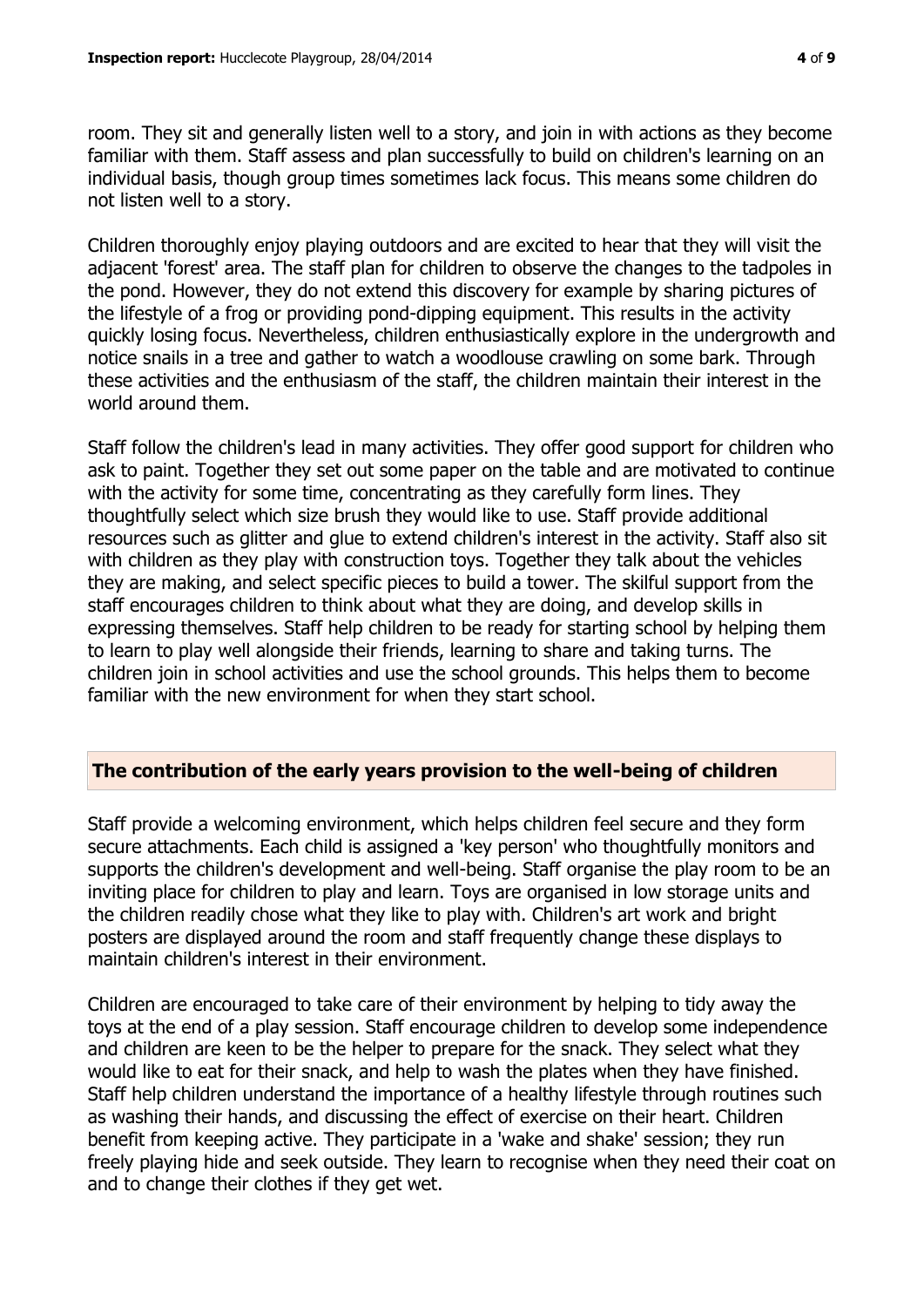room. They sit and generally listen well to a story, and join in with actions as they become familiar with them. Staff assess and plan successfully to build on children's learning on an individual basis, though group times sometimes lack focus. This means some children do not listen well to a story.

Children thoroughly enjoy playing outdoors and are excited to hear that they will visit the adjacent 'forest' area. The staff plan for children to observe the changes to the tadpoles in the pond. However, they do not extend this discovery for example by sharing pictures of the lifestyle of a frog or providing pond-dipping equipment. This results in the activity quickly losing focus. Nevertheless, children enthusiastically explore in the undergrowth and notice snails in a tree and gather to watch a woodlouse crawling on some bark. Through these activities and the enthusiasm of the staff, the children maintain their interest in the world around them.

Staff follow the children's lead in many activities. They offer good support for children who ask to paint. Together they set out some paper on the table and are motivated to continue with the activity for some time, concentrating as they carefully form lines. They thoughtfully select which size brush they would like to use. Staff provide additional resources such as glitter and glue to extend children's interest in the activity. Staff also sit with children as they play with construction toys. Together they talk about the vehicles they are making, and select specific pieces to build a tower. The skilful support from the staff encourages children to think about what they are doing, and develop skills in expressing themselves. Staff help children to be ready for starting school by helping them to learn to play well alongside their friends, learning to share and taking turns. The children join in school activities and use the school grounds. This helps them to become familiar with the new environment for when they start school.

## The contribution of the early years provision to the well-being of children

Staff provide a welcoming environment, which helps children feel secure and they form secure attachments. Each child is assigned a 'key person' who thoughtfully monitors and supports the children's development and well-being. Staff organise the play room to be an inviting place for children to play and learn. Toys are organised in low storage units and the children readily chose what they like to play with. Children's art work and bright posters are displayed around the room and staff frequently change these displays to maintain children's interest in their environment.

Children are encouraged to take care of their environment by helping to tidy away the toys at the end of a play session. Staff encourage children to develop some independence and children are keen to be the helper to prepare for the snack. They select what they would like to eat for their snack, and help to wash the plates when they have finished. Staff help children understand the importance of a healthy lifestyle through routines such as washing their hands, and discussing the effect of exercise on their heart. Children benefit from keeping active. They participate in a 'wake and shake' session; they run freely playing hide and seek outside. They learn to recognise when they need their coat on and to change their clothes if they get wet.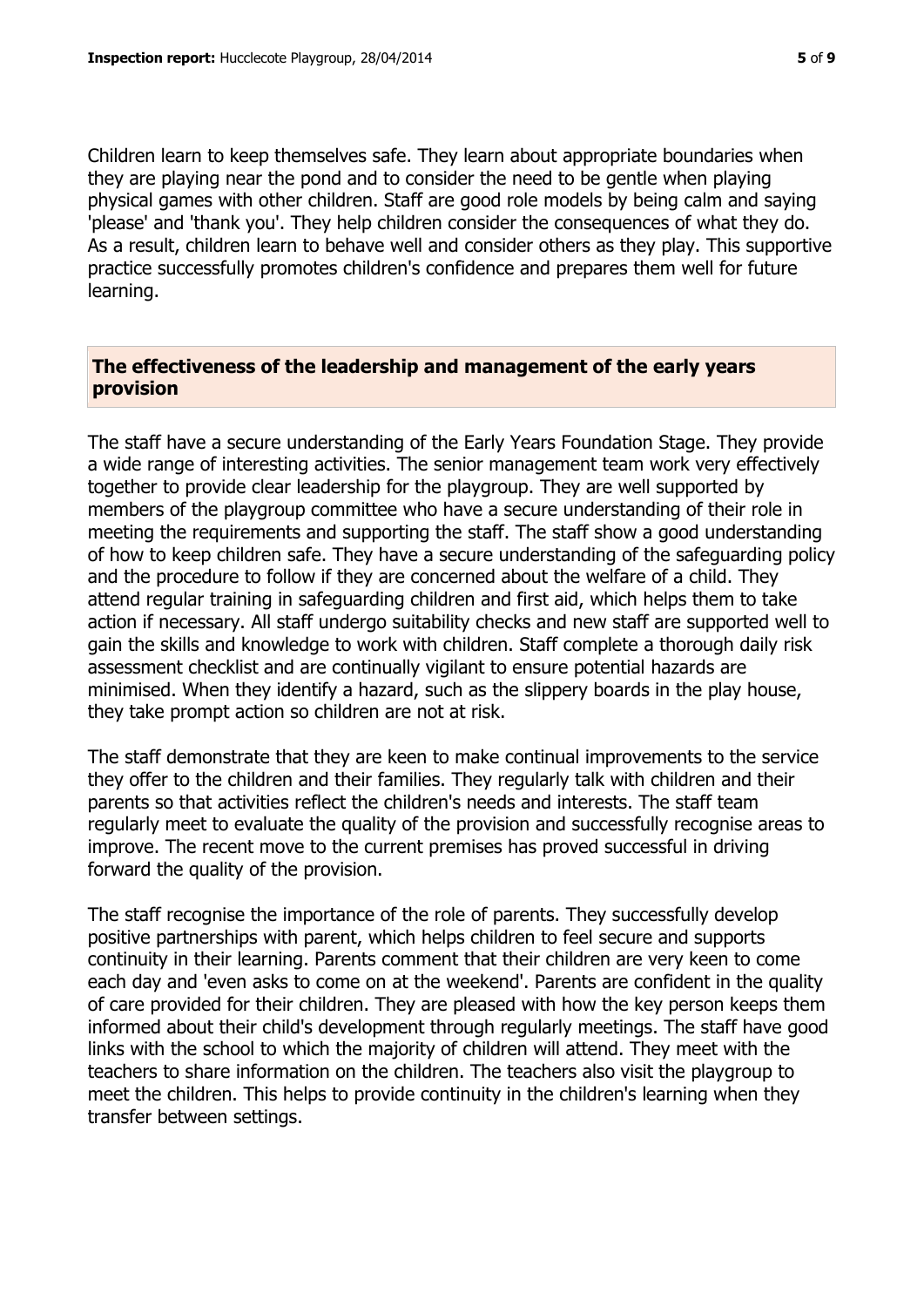Children learn to keep themselves safe. They learn about appropriate boundaries when they are playing near the pond and to consider the need to be gentle when playing physical games with other children. Staff are good role models by being calm and saying 'please' and 'thank you'. They help children consider the consequences of what they do. As a result, children learn to behave well and consider others as they play. This supportive practice successfully promotes children's confidence and prepares them well for future learning.

## The effectiveness of the leadership and management of the early years provision

The staff have a secure understanding of the Early Years Foundation Stage. They provide a wide range of interesting activities. The senior management team work very effectively together to provide clear leadership for the playgroup. They are well supported by members of the playgroup committee who have a secure understanding of their role in meeting the requirements and supporting the staff. The staff show a good understanding of how to keep children safe. They have a secure understanding of the safeguarding policy and the procedure to follow if they are concerned about the welfare of a child. They attend regular training in safeguarding children and first aid, which helps them to take action if necessary. All staff undergo suitability checks and new staff are supported well to gain the skills and knowledge to work with children. Staff complete a thorough daily risk assessment checklist and are continually vigilant to ensure potential hazards are minimised. When they identify a hazard, such as the slippery boards in the play house, they take prompt action so children are not at risk.

The staff demonstrate that they are keen to make continual improvements to the service they offer to the children and their families. They regularly talk with children and their parents so that activities reflect the children's needs and interests. The staff team regularly meet to evaluate the quality of the provision and successfully recognise areas to improve. The recent move to the current premises has proved successful in driving forward the quality of the provision.

The staff recognise the importance of the role of parents. They successfully develop positive partnerships with parent, which helps children to feel secure and supports continuity in their learning. Parents comment that their children are very keen to come each day and 'even asks to come on at the weekend'. Parents are confident in the quality of care provided for their children. They are pleased with how the key person keeps them informed about their child's development through regularly meetings. The staff have good links with the school to which the majority of children will attend. They meet with the teachers to share information on the children. The teachers also visit the playgroup to meet the children. This helps to provide continuity in the children's learning when they transfer between settings.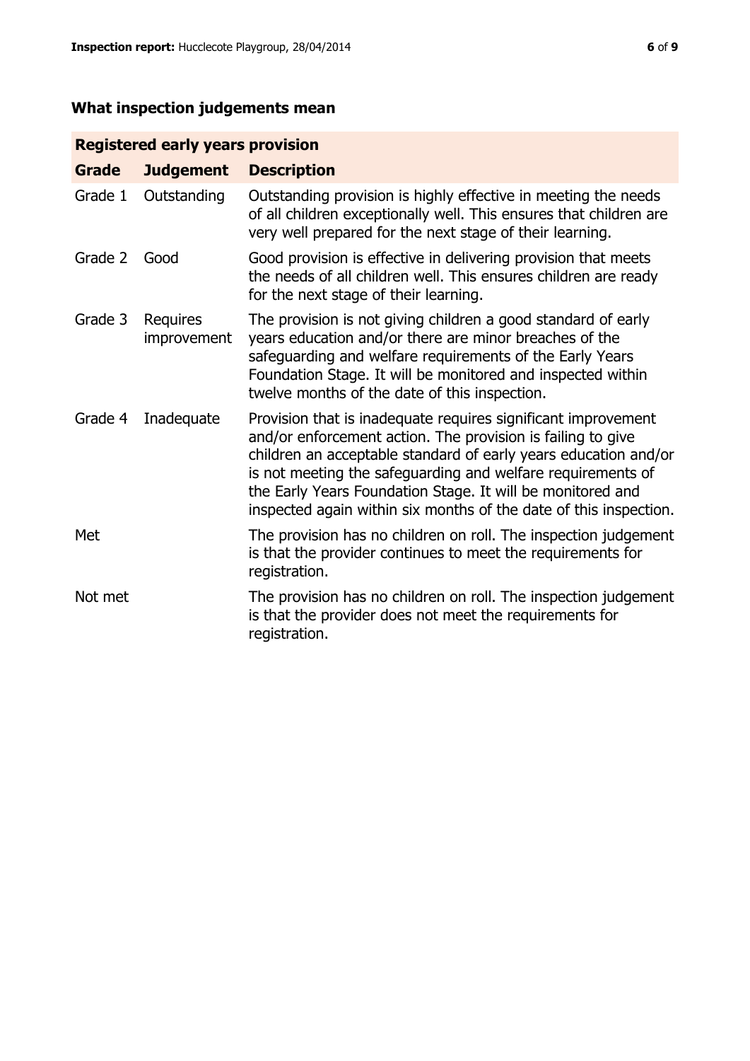## What inspection judgements mean

| Registered early years provision | | |
|---|---|---|
| **Grade** | **Judgement** | **Description** |
| Grade 1 | Outstanding | Outstanding provision is highly effective in meeting the needs of all children exceptionally well. This ensures that children are very well prepared for the next stage of their learning. |
| Grade 2 | Good | Good provision is effective in delivering provision that meets the needs of all children well. This ensures children are ready for the next stage of their learning. |
| Grade 3 | Requires improvement | The provision is not giving children a good standard of early years education and/or there are minor breaches of the safeguarding and welfare requirements of the Early Years Foundation Stage. It will be monitored and inspected within twelve months of the date of this inspection. |
| Grade 4 | Inadequate | Provision that is inadequate requires significant improvement and/or enforcement action. The provision is failing to give children an acceptable standard of early years education and/or is not meeting the safeguarding and welfare requirements of the Early Years Foundation Stage. It will be monitored and inspected again within six months of the date of this inspection. |
| Met | | The provision has no children on roll. The inspection judgement is that the provider continues to meet the requirements for registration. |
| Not met | | The provision has no children on roll. The inspection judgement is that the provider does not meet the requirements for registration. |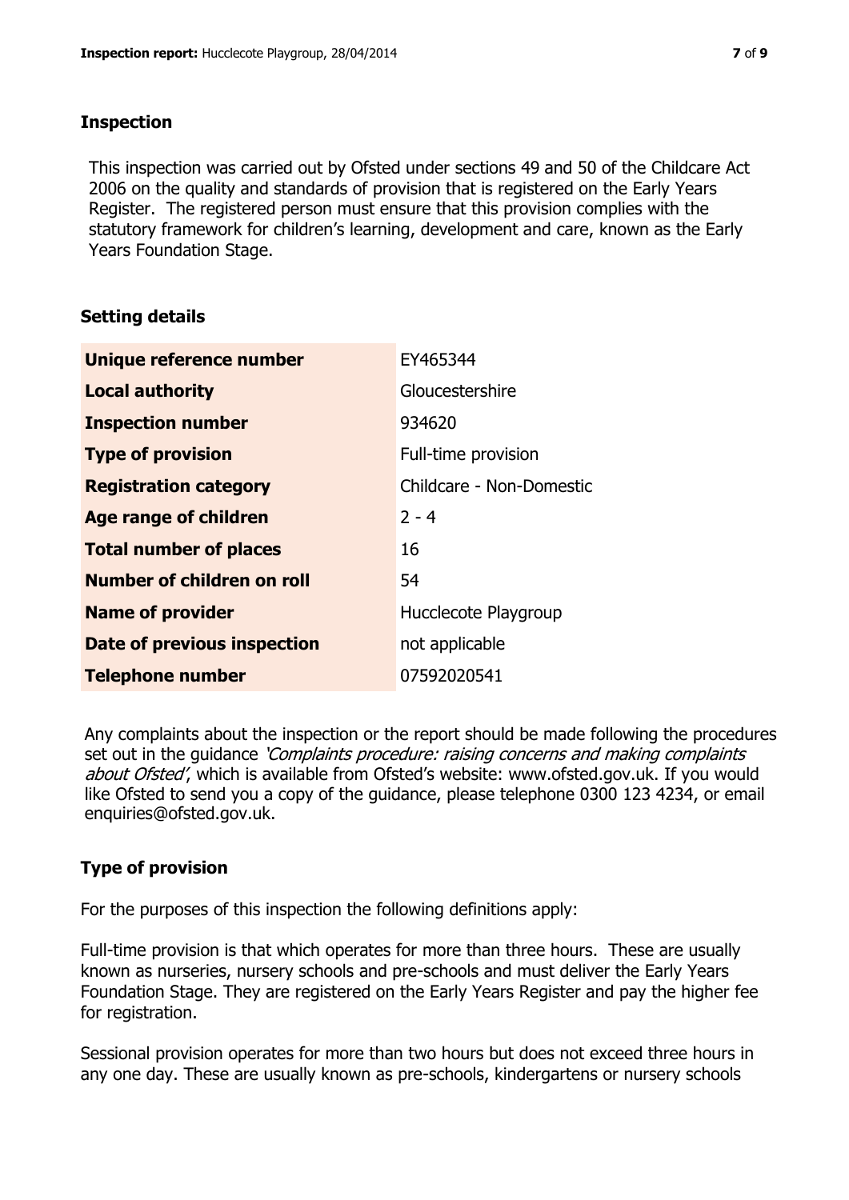## Inspection

This inspection was carried out by Ofsted under sections 49 and 50 of the Childcare Act 2006 on the quality and standards of provision that is registered on the Early Years Register. The registered person must ensure that this provision complies with the statutory framework for children's learning, development and care, known as the Early Years Foundation Stage.

## Setting details

| | |
|---|---|
| **Unique reference number** | EY465344 |
| **Local authority** | Gloucestershire |
| **Inspection number** | 934620 |
| **Type of provision** | Full-time provision |
| **Registration category** | Childcare - Non-Domestic |
| **Age range of children** | 2 - 4 |
| **Total number of places** | 16 |
| **Number of children on roll** | 54 |
| **Name of provider** | Hucclecote Playgroup |
| **Date of previous inspection** | not applicable |
| **Telephone number** | 07592020541 |

Any complaints about the inspection or the report should be made following the procedures set out in the guidance *'Complaints procedure: raising concerns and making complaints about Ofsted'*, which is available from Ofsted's website: www.ofsted.gov.uk. If you would like Ofsted to send you a copy of the guidance, please telephone 0300 123 4234, or email enquiries@ofsted.gov.uk.

## Type of provision

For the purposes of this inspection the following definitions apply:

Full-time provision is that which operates for more than three hours. These are usually known as nurseries, nursery schools and pre-schools and must deliver the Early Years Foundation Stage. They are registered on the Early Years Register and pay the higher fee for registration.

Sessional provision operates for more than two hours but does not exceed three hours in any one day. These are usually known as pre-schools, kindergartens or nursery schools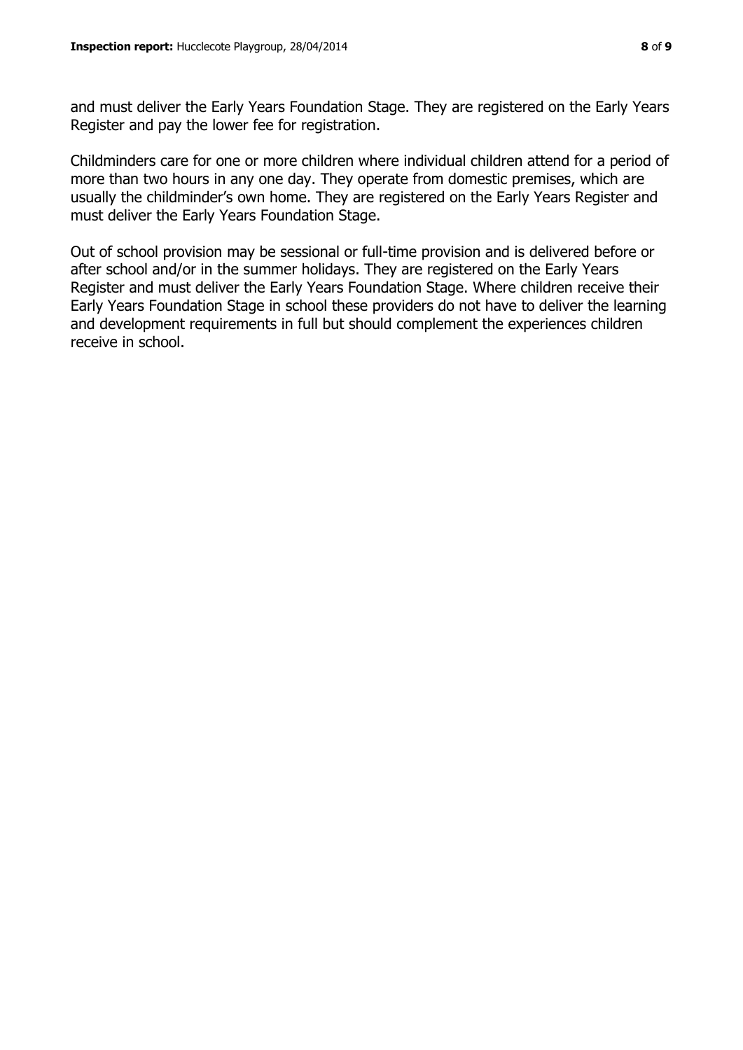and must deliver the Early Years Foundation Stage. They are registered on the Early Years Register and pay the lower fee for registration.

Childminders care for one or more children where individual children attend for a period of more than two hours in any one day. They operate from domestic premises, which are usually the childminder's own home. They are registered on the Early Years Register and must deliver the Early Years Foundation Stage.

Out of school provision may be sessional or full-time provision and is delivered before or after school and/or in the summer holidays. They are registered on the Early Years Register and must deliver the Early Years Foundation Stage. Where children receive their Early Years Foundation Stage in school these providers do not have to deliver the learning and development requirements in full but should complement the experiences children receive in school.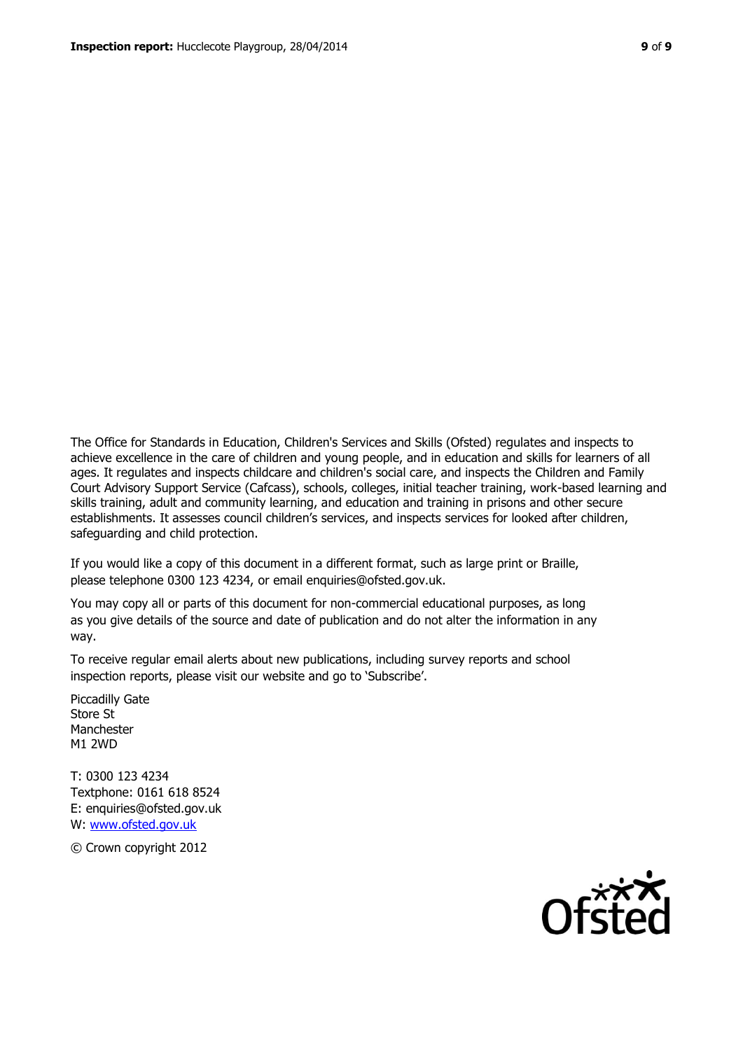The Office for Standards in Education, Children's Services and Skills (Ofsted) regulates and inspects to achieve excellence in the care of children and young people, and in education and skills for learners of all ages. It regulates and inspects childcare and children's social care, and inspects the Children and Family Court Advisory Support Service (Cafcass), schools, colleges, initial teacher training, work-based learning and skills training, adult and community learning, and education and training in prisons and other secure establishments. It assesses council children's services, and inspects services for looked after children, safeguarding and child protection.

If you would like a copy of this document in a different format, such as large print or Braille, please telephone 0300 123 4234, or email enquiries@ofsted.gov.uk.

You may copy all or parts of this document for non-commercial educational purposes, as long as you give details of the source and date of publication and do not alter the information in any way.

To receive regular email alerts about new publications, including survey reports and school inspection reports, please visit our website and go to 'Subscribe'.

Piccadilly Gate
Store St
Manchester
M1 2WD

T: 0300 123 4234
Textphone: 0161 618 8524
E: enquiries@ofsted.gov.uk
W: [www.ofsted.gov.uk](http://www.ofsted.gov.uk)

© Crown copyright 2012

Ofsted